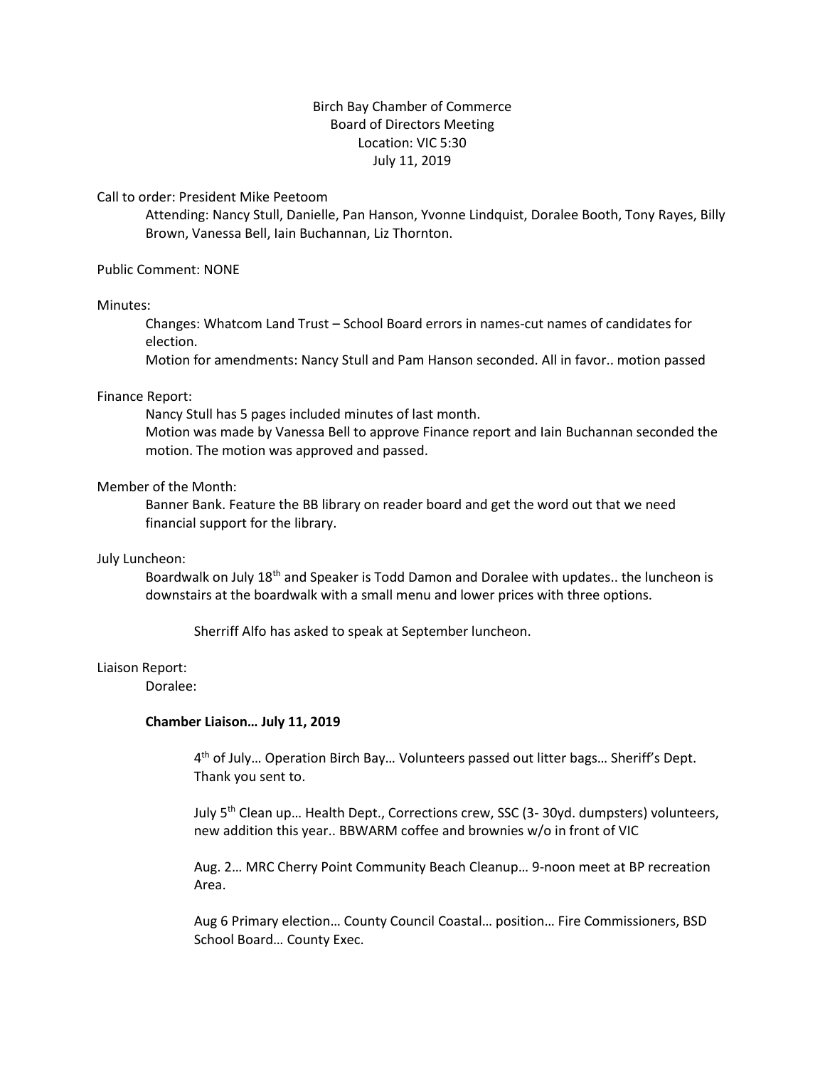Birch Bay Chamber of Commerce
Board of Directors Meeting
Location: VIC 5:30
July 11, 2019

Call to order: President Mike Peetoom

Attending: Nancy Stull, Danielle, Pan Hanson, Yvonne Lindquist, Doralee Booth, Tony Rayes, Billy Brown, Vanessa Bell, Iain Buchannan, Liz Thornton.

Public Comment: NONE

Minutes:

Changes: Whatcom Land Trust – School Board errors in names-cut names of candidates for election.

Motion for amendments: Nancy Stull and Pam Hanson seconded. All in favor.. motion passed

Finance Report:

Nancy Stull has 5 pages included minutes of last month.

Motion was made by Vanessa Bell to approve Finance report and Iain Buchannan seconded the motion. The motion was approved and passed.

Member of the Month:

Banner Bank. Feature the BB library on reader board and get the word out that we need financial support for the library.

July Luncheon:

Boardwalk on July 18th and Speaker is Todd Damon and Doralee with updates.. the luncheon is downstairs at the boardwalk with a small menu and lower prices with three options.

Sherriff Alfo has asked to speak at September luncheon.

Liaison Report:

Doralee:

**Chamber Liaison… July 11, 2019**

4th of July… Operation Birch Bay… Volunteers passed out litter bags… Sheriff's Dept. Thank you sent to.

July 5th Clean up… Health Dept., Corrections crew, SSC (3- 30yd. dumpsters) volunteers, new addition this year.. BBWARM coffee and brownies w/o in front of VIC

Aug. 2… MRC Cherry Point Community Beach Cleanup… 9-noon meet at BP recreation Area.

Aug 6 Primary election… County Council Coastal… position… Fire Commissioners, BSD School Board… County Exec.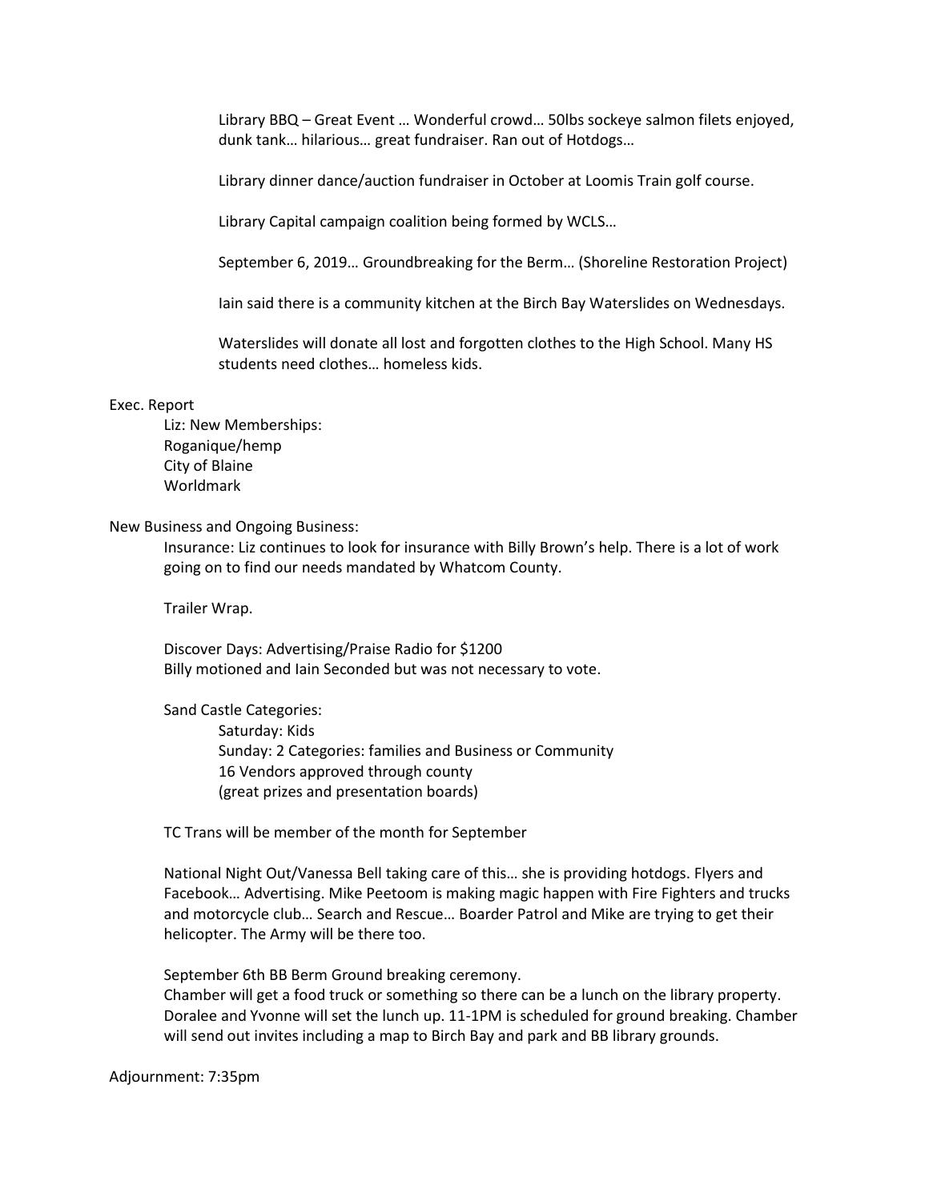Library BBQ – Great Event … Wonderful crowd… 50lbs sockeye salmon filets enjoyed, dunk tank… hilarious… great fundraiser. Ran out of Hotdogs…

Library dinner dance/auction fundraiser in October at Loomis Train golf course.

Library Capital campaign coalition being formed by WCLS…

September 6, 2019… Groundbreaking for the Berm… (Shoreline Restoration Project)

Iain said there is a community kitchen at the Birch Bay Waterslides on Wednesdays.

Waterslides will donate all lost and forgotten clothes to the High School. Many HS students need clothes… homeless kids.

Exec. Report

Liz: New Memberships:
Roganique/hemp
City of Blaine
Worldmark

New Business and Ongoing Business:

Insurance: Liz continues to look for insurance with Billy Brown's help. There is a lot of work going on to find our needs mandated by Whatcom County.

Trailer Wrap.

Discover Days: Advertising/Praise Radio for $1200
Billy motioned and Iain Seconded but was not necessary to vote.

Sand Castle Categories:
- Saturday: Kids
- Sunday: 2 Categories: families and Business or Community
- 16 Vendors approved through county
- (great prizes and presentation boards)

TC Trans will be member of the month for September

National Night Out/Vanessa Bell taking care of this… she is providing hotdogs. Flyers and Facebook… Advertising. Mike Peetoom is making magic happen with Fire Fighters and trucks and motorcycle club… Search and Rescue… Boarder Patrol and Mike are trying to get their helicopter. The Army will be there too.

September 6th BB Berm Ground breaking ceremony.
Chamber will get a food truck or something so there can be a lunch on the library property. Doralee and Yvonne will set the lunch up. 11-1PM is scheduled for ground breaking. Chamber will send out invites including a map to Birch Bay and park and BB library grounds.

Adjournment: 7:35pm